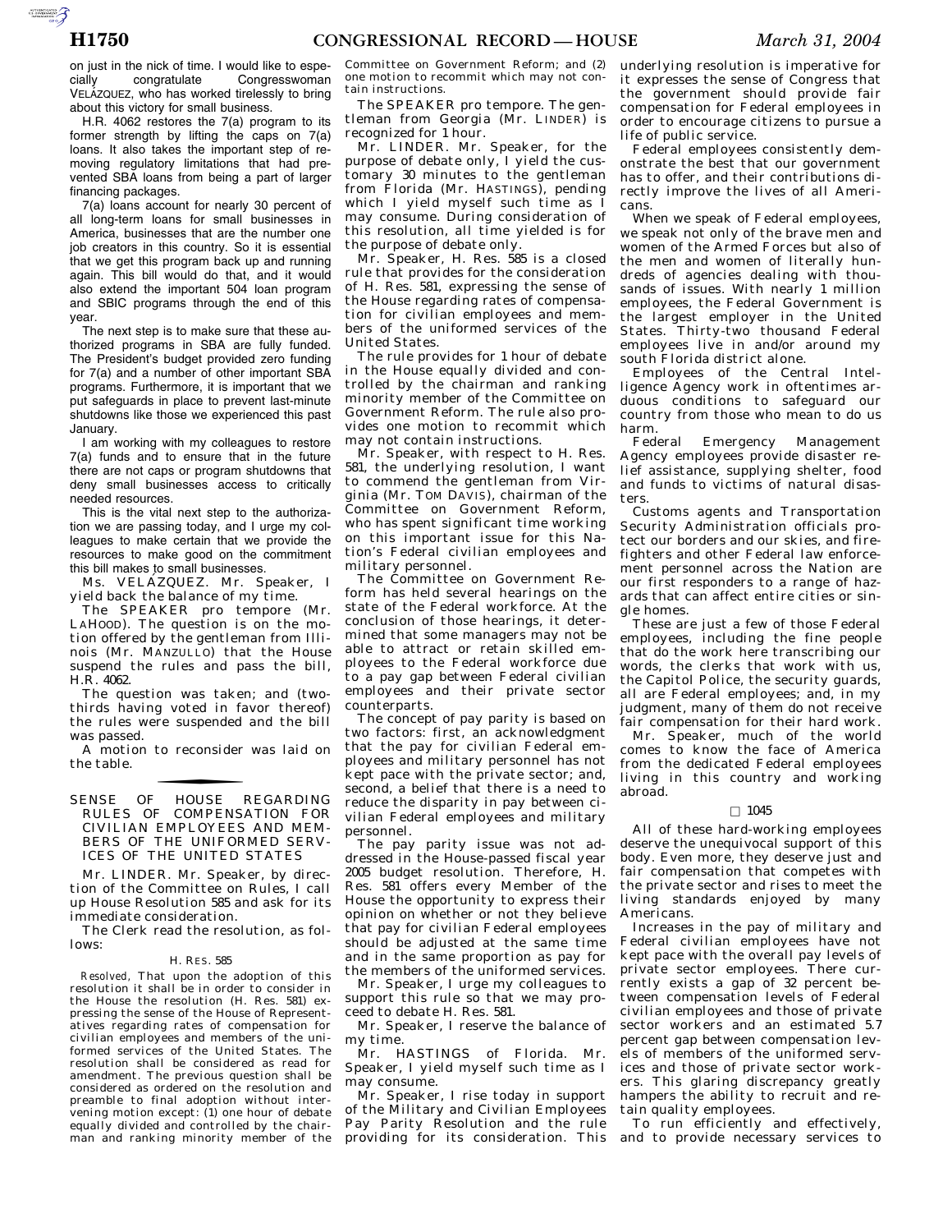on just in the nick of time. I would like to especially congratulate Congresswoman VELÁZQUEZ, who has worked tirelessly to bring about this victory for small business.

H.R. 4062 restores the 7(a) program to its former strength by lifting the caps on 7(a) loans. It also takes the important step of removing regulatory limitations that had prevented SBA loans from being a part of larger financing packages.

7(a) loans account for nearly 30 percent of all long-term loans for small businesses in America, businesses that are the number one job creators in this country. So it is essential that we get this program back up and running again. This bill would do that, and it would also extend the important 504 loan program and SBIC programs through the end of this year.

The next step is to make sure that these authorized programs in SBA are fully funded. The President's budget provided zero funding for 7(a) and a number of other important SBA programs. Furthermore, it is important that we put safeguards in place to prevent last-minute shutdowns like those we experienced this past January.

I am working with my colleagues to restore 7(a) funds and to ensure that in the future there are not caps or program shutdowns that deny small businesses access to critically needed resources.

This is the vital next step to the authorization we are passing today, and I urge my colleagues to make certain that we provide the resources to make good on the commitment this bill makes to small businesses.

Ms. VELÁZQUEZ. Mr. Speaker, I yield back the balance of my time.

The SPEAKER pro tempore (Mr. LAHOOD). The question is on the motion offered by the gentleman from Illinois (Mr. MANZULLO) that the House suspend the rules and pass the bill, H.R. 4062.

The question was taken; and (two-thirds having voted in favor thereof) the rules were suspended and the bill was passed.

A motion to reconsider was laid on the table.

## SENSE OF HOUSE REGARDING RULES OF COMPENSATION FOR CIVILIAN EMPLOYEES AND MEMBERS OF THE UNIFORMED SERVICES OF THE UNITED STATES

Mr. LINDER. Mr. Speaker, by direction of the Committee on Rules, I call up House Resolution 585 and ask for its immediate consideration.

The Clerk read the resolution, as follows:

H. RES. 585

*Resolved,* That upon the adoption of this resolution it shall be in order to consider in the House the resolution (H. Res. 581) expressing the sense of the House of Representatives regarding rates of compensation for civilian employees and members of the uniformed services of the United States. The resolution shall be considered as read for amendment. The previous question shall be considered as ordered on the resolution and preamble to final adoption without intervening motion except: (1) one hour of debate equally divided and controlled by the chairman and ranking minority member of the Committee on Government Reform; and (2) one motion to recommit which may not contain instructions.

The SPEAKER pro tempore. The gentleman from Georgia (Mr. LINDER) is recognized for 1 hour.

Mr. LINDER. Mr. Speaker, for the purpose of debate only, I yield the customary 30 minutes to the gentleman from Florida (Mr. HASTINGS), pending which I yield myself such time as I may consume. During consideration of this resolution, all time yielded is for the purpose of debate only.

Mr. Speaker, H. Res. 585 is a closed rule that provides for the consideration of H. Res. 581, expressing the sense of the House regarding rates of compensation for civilian employees and members of the uniformed services of the United States.

The rule provides for 1 hour of debate in the House equally divided and controlled by the chairman and ranking minority member of the Committee on Government Reform. The rule also provides one motion to recommit which may not contain instructions.

Mr. Speaker, with respect to H. Res. 581, the underlying resolution, I want to commend the gentleman from Virginia (Mr. TOM DAVIS), chairman of the Committee on Government Reform, who has spent significant time working on this important issue for this Nation's Federal civilian employees and military personnel.

The Committee on Government Reform has held several hearings on the state of the Federal workforce. At the conclusion of those hearings, it determined that some managers may not be able to attract or retain skilled employees to the Federal workforce due to a pay gap between Federal civilian employees and their private sector counterparts.

The concept of pay parity is based on two factors: first, an acknowledgment that the pay for civilian Federal employees and military personnel has not kept pace with the private sector; and, second, a belief that there is a need to reduce the disparity in pay between civilian Federal employees and military personnel.

The pay parity issue was not addressed in the House-passed fiscal year 2005 budget resolution. Therefore, H. Res. 581 offers every Member of the House the opportunity to express their opinion on whether or not they believe that pay for civilian Federal employees should be adjusted at the same time and in the same proportion as pay for the members of the uniformed services.

Mr. Speaker, I urge my colleagues to support this rule so that we may proceed to debate H. Res. 581.

Mr. Speaker, I reserve the balance of my time.

Mr. HASTINGS of Florida. Mr. Speaker, I yield myself such time as I may consume.

Mr. Speaker, I rise today in support of the Military and Civilian Employees Pay Parity Resolution and the rule providing for its consideration. This underlying resolution is imperative for it expresses the sense of Congress that the government should provide fair compensation for Federal employees in order to encourage citizens to pursue a life of public service.

Federal employees consistently demonstrate the best that our government has to offer, and their contributions directly improve the lives of all Americans.

When we speak of Federal employees, we speak not only of the brave men and women of the Armed Forces but also of the men and women of literally hundreds of agencies dealing with thousands of issues. With nearly 1 million employees, the Federal Government is the largest employer in the United States. Thirty-two thousand Federal employees live in and/or around my south Florida district alone.

Employees of the Central Intelligence Agency work in oftentimes arduous conditions to safeguard our country from those who mean to do us harm.

Federal Emergency Management Agency employees provide disaster relief assistance, supplying shelter, food and funds to victims of natural disasters.

Customs agents and Transportation Security Administration officials protect our borders and our skies, and firefighters and other Federal law enforcement personnel across the Nation are our first responders to a range of hazards that can affect entire cities or single homes.

These are just a few of those Federal employees, including the fine people that do the work here transcribing our words, the clerks that work with us, the Capitol Police, the security guards, all are Federal employees; and, in my judgment, many of them do not receive fair compensation for their hard work.

Mr. Speaker, much of the world comes to know the face of America from the dedicated Federal employees living in this country and working abroad.

□ 1045

All of these hard-working employees deserve the unequivocal support of this body. Even more, they deserve just and fair compensation that competes with the private sector and rises to meet the living standards enjoyed by many Americans.

Increases in the pay of military and Federal civilian employees have not kept pace with the overall pay levels of private sector employees. There currently exists a gap of 32 percent between compensation levels of Federal civilian employees and those of private sector workers and an estimated 5.7 percent gap between compensation levels of members of the uniformed services and those of private sector workers. This glaring discrepancy greatly hampers the ability to recruit and retain quality employees.

To run efficiently and effectively, and to provide necessary services to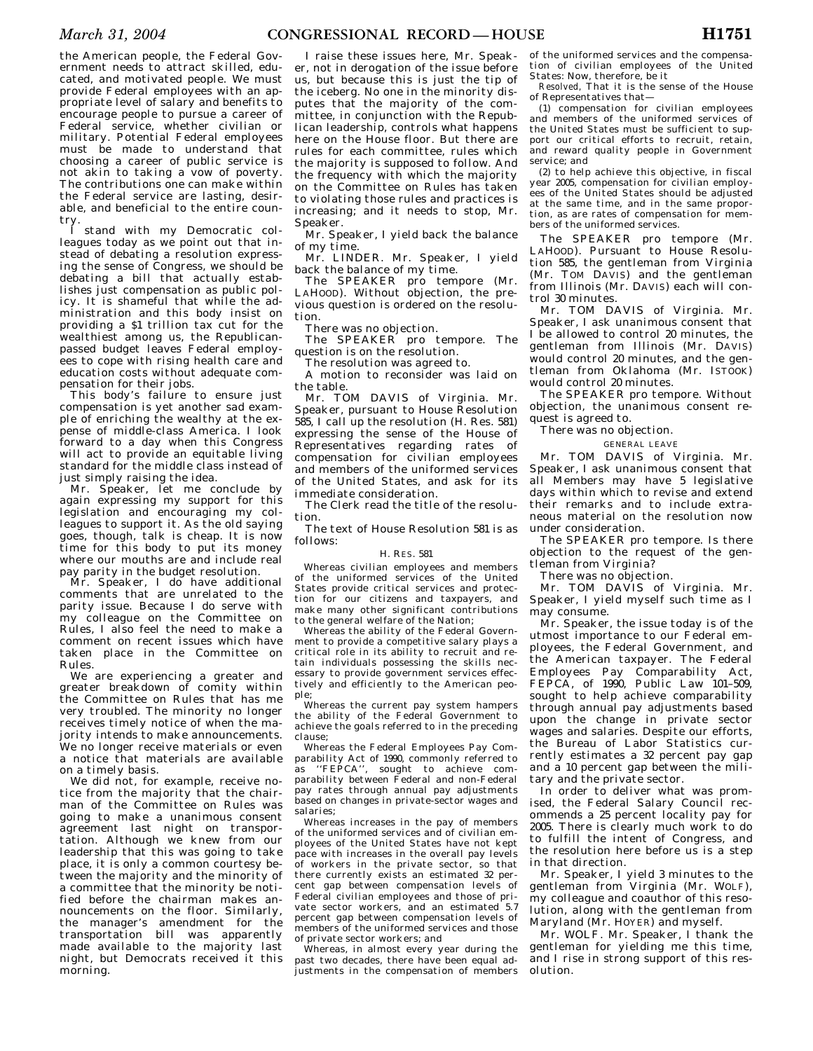the American people, the Federal Government needs to attract skilled, educated, and motivated people. We must provide Federal employees with an appropriate level of salary and benefits to encourage people to pursue a career of Federal service, whether civilian or military. Potential Federal employees must be made to understand that choosing a career of public service is not akin to taking a vow of poverty. The contributions one can make within the Federal service are lasting, desirable, and beneficial to the entire country.

I stand with my Democratic colleagues today as we point out that instead of debating a resolution expressing the sense of Congress, we should be debating a bill that actually establishes just compensation as public policy. It is shameful that while the administration and this body insist on providing a $1 trillion tax cut for the wealthiest among us, the Republican-passed budget leaves Federal employees to cope with rising health care and education costs without adequate compensation for their jobs.

This body's failure to ensure just compensation is yet another sad example of enriching the wealthy at the expense of middle-class America. I look forward to a day when this Congress will act to provide an equitable living standard for the middle class instead of just simply raising the idea.

Mr. Speaker, let me conclude by again expressing my support for this legislation and encouraging my colleagues to support it. As the old saying goes, though, talk is cheap. It is now time for this body to put its money where our mouths are and include real pay parity in the budget resolution.

Mr. Speaker, I do have additional comments that are unrelated to the parity issue. Because I do serve with my colleague on the Committee on Rules, I also feel the need to make a comment on recent issues which have taken place in the Committee on Rules.

We are experiencing a greater and greater breakdown of comity within the Committee on Rules that has me very troubled. The minority no longer receives timely notice of when the majority intends to make announcements. We no longer receive materials or even a notice that materials are available on a timely basis.

We did not, for example, receive notice from the majority that the chairman of the Committee on Rules was going to make a unanimous consent agreement last night on transportation. Although we knew from our leadership that this was going to take place, it is only a common courtesy between the majority and the minority of a committee that the minority be notified before the chairman makes announcements on the floor. Similarly, the manager's amendment for the transportation bill was apparently made available to the majority last night, but Democrats received it this morning.

I raise these issues here, Mr. Speaker, not in derogation of the issue before us, but because this is just the tip of the iceberg. No one in the minority disputes that the majority of the committee, in conjunction with the Republican leadership, controls what happens here on the House floor. But there are rules for each committee, rules which the majority is supposed to follow. And the frequency with which the majority on the Committee on Rules has taken to violating those rules and practices is increasing; and it needs to stop, Mr. Speaker.

Mr. Speaker, I yield back the balance of my time.

Mr. LINDER. Mr. Speaker, I yield back the balance of my time.

The SPEAKER pro tempore (Mr. LAHOOD). Without objection, the previous question is ordered on the resolution.

There was no objection.

The SPEAKER pro tempore. The question is on the resolution.

The resolution was agreed to.

A motion to reconsider was laid on the table.

Mr. TOM DAVIS of Virginia. Mr. Speaker, pursuant to House Resolution 585, I call up the resolution (H. Res. 581) expressing the sense of the House of Representatives regarding rates of compensation for civilian employees and members of the uniformed services of the United States, and ask for its immediate consideration.

The Clerk read the title of the resolution.

The text of House Resolution 581 is as follows:

H. RES. 581

Whereas civilian employees and members of the uniformed services of the United States provide critical services and protection for our citizens and taxpayers, and make many other significant contributions to the general welfare of the Nation;

Whereas the ability of the Federal Government to provide a competitive salary plays a critical role in its ability to recruit and retain individuals possessing the skills necessary to provide government services effectively and efficiently to the American people;

Whereas the current pay system hampers the ability of the Federal Government to achieve the goals referred to in the preceding clause;

Whereas the Federal Employees Pay Comparability Act of 1990, commonly referred to as "FEPCA", sought to achieve comparability between Federal and non-Federal pay rates through annual pay adjustments based on changes in private-sector wages and salaries;

Whereas increases in the pay of members of the uniformed services and of civilian employees of the United States have not kept pace with increases in the overall pay levels of workers in the private sector, so that there currently exists an estimated 32 percent gap between compensation levels of Federal civilian employees and those of private sector workers, and an estimated 5.7 percent gap between compensation levels of members of the uniformed services and those of private sector workers; and

Whereas, in almost every year during the past two decades, there have been equal adjustments in the compensation of members of the uniformed services and the compensation of civilian employees of the United States: Now, therefore, be it

*Resolved,* That it is the sense of the House of Representatives that—

(1) compensation for civilian employees and members of the uniformed services of the United States must be sufficient to support our critical efforts to recruit, retain, and reward quality people in Government service; and

(2) to help achieve this objective, in fiscal year 2005, compensation for civilian employees of the United States should be adjusted at the same time, and in the same proportion, as are rates of compensation for members of the uniformed services.

The SPEAKER pro tempore (Mr. LAHOOD). Pursuant to House Resolution 585, the gentleman from Virginia (Mr. TOM DAVIS) and the gentleman from Illinois (Mr. DAVIS) each will control 30 minutes.

Mr. TOM DAVIS of Virginia. Mr. Speaker, I ask unanimous consent that I be allowed to control 20 minutes, the gentleman from Illinois (Mr. DAVIS) would control 20 minutes, and the gentleman from Oklahoma (Mr. ISTOOK) would control 20 minutes.

The SPEAKER pro tempore. Without objection, the unanimous consent request is agreed to.

There was no objection.

GENERAL LEAVE

Mr. TOM DAVIS of Virginia. Mr. Speaker, I ask unanimous consent that all Members may have 5 legislative days within which to revise and extend their remarks and to include extraneous material on the resolution now under consideration.

The SPEAKER pro tempore. Is there objection to the request of the gentleman from Virginia?

There was no objection.

Mr. TOM DAVIS of Virginia. Mr. Speaker, I yield myself such time as I may consume.

Mr. Speaker, the issue today is of the utmost importance to our Federal employees, the Federal Government, and the American taxpayer. The Federal Employees Pay Comparability Act, FEPCA, of 1990, Public Law 101–509, sought to help achieve comparability through annual pay adjustments based upon the change in private sector wages and salaries. Despite our efforts, the Bureau of Labor Statistics currently estimates a 32 percent pay gap and a 10 percent gap between the military and the private sector.

In order to deliver what was promised, the Federal Salary Council recommends a 25 percent locality pay for 2005. There is clearly much work to do to fulfill the intent of Congress, and the resolution here before us is a step in that direction.

Mr. Speaker, I yield 3 minutes to the gentleman from Virginia (Mr. WOLF), my colleague and coauthor of this resolution, along with the gentleman from Maryland (Mr. HOYER) and myself.

Mr. WOLF. Mr. Speaker, I thank the gentleman for yielding me this time, and I rise in strong support of this resolution.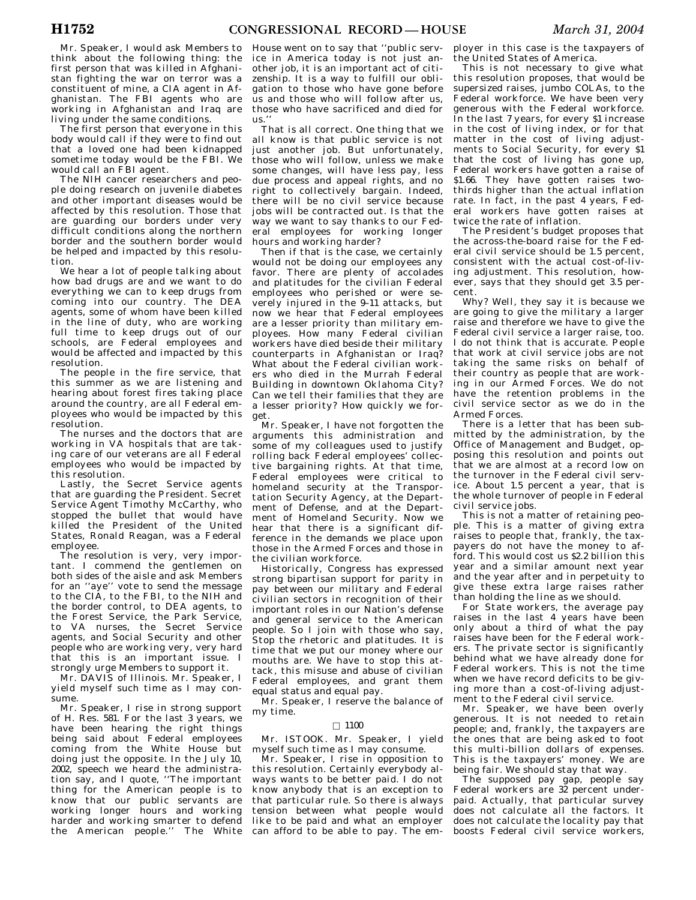Mr. Speaker, I would ask Members to think about the following thing: the first person that was killed in Afghanistan fighting the war on terror was a constituent of mine, a CIA agent in Afghanistan. The FBI agents who are working in Afghanistan and Iraq are living under the same conditions.

The first person that everyone in this body would call if they were to find out that a loved one had been kidnapped sometime today would be the FBI. We would call an FBI agent.

The NIH cancer researchers and people doing research on juvenile diabetes and other important diseases would be affected by this resolution. Those that are guarding our borders under very difficult conditions along the northern border and the southern border would be helped and impacted by this resolution.

We hear a lot of people talking about how bad drugs are and we want to do everything we can to keep drugs from coming into our country. The DEA agents, some of whom have been killed in the line of duty, who are working full time to keep drugs out of our schools, are Federal employees and would be affected and impacted by this resolution.

The people in the fire service, that this summer as we are listening and hearing about forest fires taking place around the country, are all Federal employees who would be impacted by this resolution.

The nurses and the doctors that are working in VA hospitals that are taking care of our veterans are all Federal employees who would be impacted by this resolution.

Lastly, the Secret Service agents that are guarding the President. Secret Service Agent Timothy McCarthy, who stopped the bullet that would have killed the President of the United States, Ronald Reagan, was a Federal employee.

The resolution is very, very important. I commend the gentlemen on both sides of the aisle and ask Members for an ''aye'' vote to send the message to the CIA, to the FBI, to the NIH and the border control, to DEA agents, to the Forest Service, the Park Service, to VA nurses, the Secret Service agents, and Social Security and other people who are working very, very hard that this is an important issue. I strongly urge Members to support it.

Mr. DAVIS of Illinois. Mr. Speaker, I yield myself such time as I may consume.

Mr. Speaker, I rise in strong support of H. Res. 581. For the last 3 years, we have been hearing the right things being said about Federal employees coming from the White House but doing just the opposite. In the July 10, 2002, speech we heard the administration say, and I quote, ''The important thing for the American people is to know that our public servants are working longer hours and working harder and working smarter to defend the American people.'' The White House went on to say that ''public service in America today is not just another job, it is an important act of citizenship. It is a way to fulfill our obligation to those who have gone before us and those who will follow after us, those who have sacrificed and died for us.''

That is all correct. One thing that we all know is that public service is not just another job. But unfortunately, those who will follow, unless we make some changes, will have less pay, less due process and appeal rights, and no right to collectively bargain. Indeed, there will be no civil service because jobs will be contracted out. Is that the way we want to say thanks to our Federal employees for working longer hours and working harder?

Then if that is the case, we certainly would not be doing our employees any favor. There are plenty of accolades and platitudes for the civilian Federal employees who perished or were severely injured in the 9–11 attacks, but now we hear that Federal employees are a lesser priority than military employees. How many Federal civilian workers have died beside their military counterparts in Afghanistan or Iraq? What about the Federal civilian workers who died in the Murrah Federal Building in downtown Oklahoma City? Can we tell their families that they are a lesser priority? How quickly we forget.

Mr. Speaker, I have not forgotten the arguments this administration and some of my colleagues used to justify rolling back Federal employees' collective bargaining rights. At that time, Federal employees were critical to homeland security at the Transportation Security Agency, at the Department of Defense, and at the Department of Homeland Security. Now we hear that there is a significant difference in the demands we place upon those in the Armed Forces and those in the civilian workforce.

Historically, Congress has expressed strong bipartisan support for parity in pay between our military and Federal civilian sectors in recognition of their important roles in our Nation's defense and general service to the American people. So I join with those who say, Stop the rhetoric and platitudes. It is time that we put our money where our mouths are. We have to stop this attack, this misuse and abuse of civilian Federal employees, and grant them equal status and equal pay.

Mr. Speaker, I reserve the balance of my time.

□ 1100

Mr. ISTOOK. Mr. Speaker, I yield myself such time as I may consume.

Mr. Speaker, I rise in opposition to this resolution. Certainly everybody always wants to be better paid. I do not know anybody that is an exception to that particular rule. So there is always tension between what people would like to be paid and what an employer can afford to be able to pay. The employer in this case is the taxpayers of the United States of America.

This is not necessary to give what this resolution proposes, that would be supersized raises, jumbo COLAs, to the Federal workforce. We have been very generous with the Federal workforce. In the last 7 years, for every $1 increase in the cost of living index, or for that matter in the cost of living adjustments to Social Security, for every $1 that the cost of living has gone up, Federal workers have gotten a raise of $1.66. They have gotten raises two-thirds higher than the actual inflation rate. In fact, in the past 4 years, Federal workers have gotten raises at twice the rate of inflation.

The President's budget proposes that the across-the-board raise for the Federal civil service should be 1.5 percent, consistent with the actual cost-of-living adjustment. This resolution, however, says that they should get 3.5 percent.

Why? Well, they say it is because we are going to give the military a larger raise and therefore we have to give the Federal civil service a larger raise, too. I do not think that is accurate. People that work at civil service jobs are not taking the same risks on behalf of their country as people that are working in our Armed Forces. We do not have the retention problems in the civil service sector as we do in the Armed Forces.

There is a letter that has been submitted by the administration, by the Office of Management and Budget, opposing this resolution and points out that we are almost at a record low on the turnover in the Federal civil service. About 1.5 percent a year, that is the whole turnover of people in Federal civil service jobs.

This is not a matter of retaining people. This is a matter of giving extra raises to people that, frankly, the taxpayers do not have the money to afford. This would cost us $2.2 billion this year and a similar amount next year and the year after and in perpetuity to give these extra large raises rather than holding the line as we should.

For State workers, the average pay raises in the last 4 years have been only about a third of what the pay raises have been for the Federal workers. The private sector is significantly behind what we have already done for Federal workers. This is not the time when we have record deficits to be giving more than a cost-of-living adjustment to the Federal civil service.

Mr. Speaker, we have been overly generous. It is not needed to retain people; and, frankly, the taxpayers are the ones that are being asked to foot this multi-billion dollars of expenses. This is the taxpayers' money. We are being fair. We should stay that way.

The supposed pay gap, people say Federal workers are 32 percent underpaid. Actually, that particular survey does not calculate all the factors. It does not calculate the locality pay that boosts Federal civil service workers,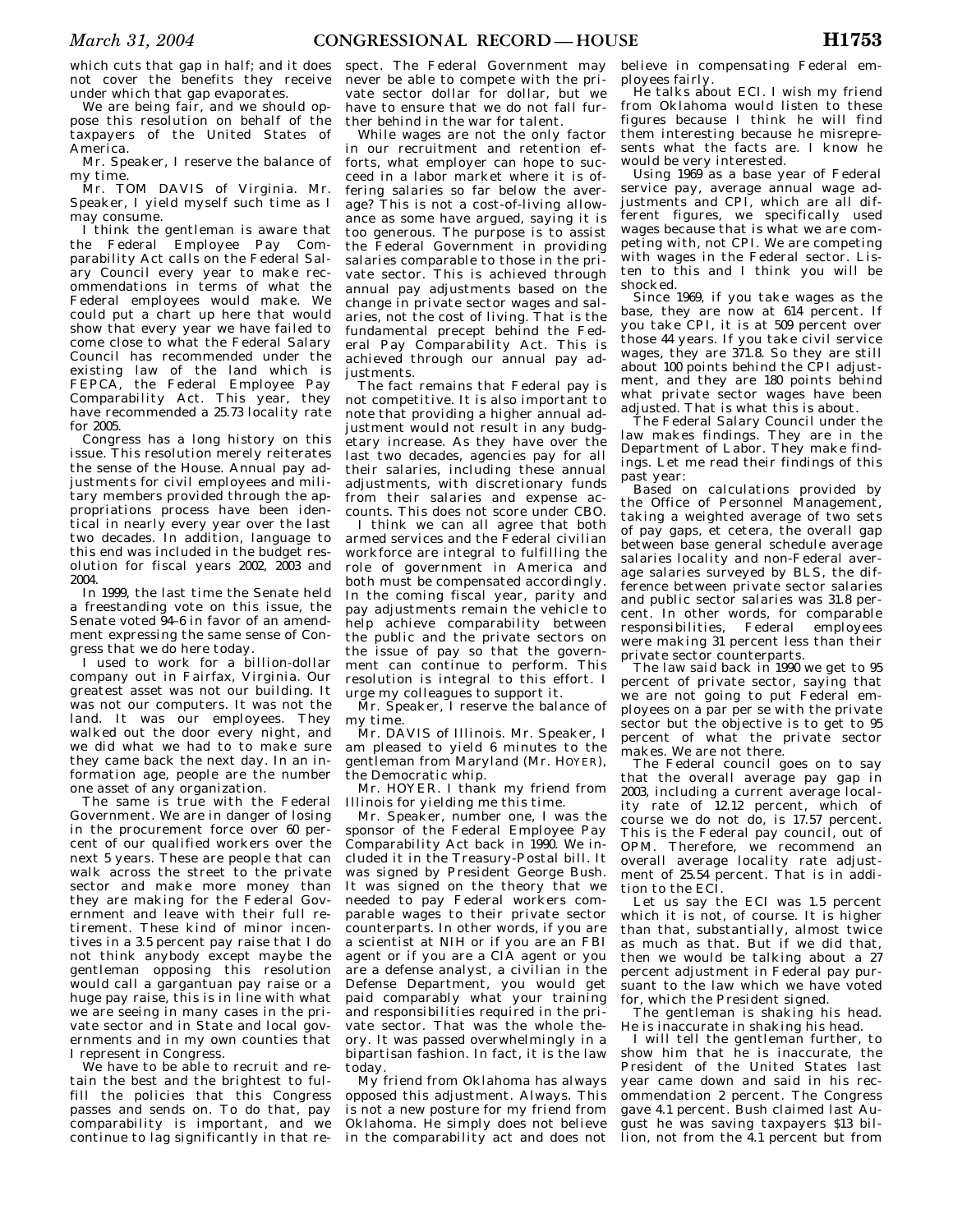which cuts that gap in half; and it does not cover the benefits they receive under which that gap evaporates.

We are being fair, and we should oppose this resolution on behalf of the taxpayers of the United States of America.

Mr. Speaker, I reserve the balance of my time.

Mr. TOM DAVIS of Virginia. Mr. Speaker, I yield myself such time as I may consume.

I think the gentleman is aware that the Federal Employee Pay Comparability Act calls on the Federal Salary Council every year to make recommendations in terms of what the Federal employees would make. We could put a chart up here that would show that every year we have failed to come close to what the Federal Salary Council has recommended under the existing law of the land which is FEPCA, the Federal Employee Pay Comparability Act. This year, they have recommended a 25.73 locality rate for 2005.

Congress has a long history on this issue. This resolution merely reiterates the sense of the House. Annual pay adjustments for civil employees and military members provided through the appropriations process have been identical in nearly every year over the last two decades. In addition, language to this end was included in the budget resolution for fiscal years 2002, 2003 and 2004.

In 1999, the last time the Senate held a freestanding vote on this issue, the Senate voted 94–6 in favor of an amendment expressing the same sense of Congress that we do here today.

I used to work for a billion-dollar company out in Fairfax, Virginia. Our greatest asset was not our building. It was not our computers. It was not the land. It was our employees. They walked out the door every night, and we did what we had to to make sure they came back the next day. In an information age, people are the number one asset of any organization.

The same is true with the Federal Government. We are in danger of losing in the procurement force over 60 percent of our qualified workers over the next 5 years. These are people that can walk across the street to the private sector and make more money than they are making for the Federal Government and leave with their full retirement. These kind of minor incentives in a 3.5 percent pay raise that I do not think anybody except maybe the gentleman opposing this resolution would call a gargantuan pay raise or a huge pay raise, this is in line with what we are seeing in many cases in the private sector and in State and local governments and in my own counties that I represent in Congress.

We have to be able to recruit and retain the best and the brightest to fulfill the policies that this Congress passes and sends on. To do that, pay comparability is important, and we continue to lag significantly in that respect. The Federal Government may never be able to compete with the private sector dollar for dollar, but we have to ensure that we do not fall further behind in the war for talent.

While wages are not the only factor in our recruitment and retention efforts, what employer can hope to succeed in a labor market where it is offering salaries so far below the average? This is not a cost-of-living allowance as some have argued, saying it is too generous. The purpose is to assist the Federal Government in providing salaries comparable to those in the private sector. This is achieved through annual pay adjustments based on the change in private sector wages and salaries, not the cost of living. That is the fundamental precept behind the Federal Pay Comparability Act. This is achieved through our annual pay adjustments.

The fact remains that Federal pay is not competitive. It is also important to note that providing a higher annual adjustment would not result in any budgetary increase. As they have over the last two decades, agencies pay for all their salaries, including these annual adjustments, with discretionary funds from their salaries and expense accounts. This does not score under CBO.

I think we can all agree that both armed services and the Federal civilian workforce are integral to fulfilling the role of government in America and both must be compensated accordingly. In the coming fiscal year, parity and pay adjustments remain the vehicle to help achieve comparability between the public and the private sectors on the issue of pay so that the government can continue to perform. This resolution is integral to this effort. I urge my colleagues to support it.

Mr. Speaker, I reserve the balance of my time.

Mr. DAVIS of Illinois. Mr. Speaker, I am pleased to yield 6 minutes to the gentleman from Maryland (Mr. HOYER), the Democratic whip.

Mr. HOYER. I thank my friend from Illinois for yielding me this time.

Mr. Speaker, number one, I was the sponsor of the Federal Employee Pay Comparability Act back in 1990. We included it in the Treasury-Postal bill. It was signed by President George Bush. It was signed on the theory that we needed to pay Federal workers comparable wages to their private sector counterparts. In other words, if you are a scientist at NIH or if you are an FBI agent or if you are a CIA agent or you are a defense analyst, a civilian in the Defense Department, you would get paid comparably what your training and responsibilities required in the private sector. That was the whole theory. It was passed overwhelmingly in a bipartisan fashion. In fact, it is the law today.

My friend from Oklahoma has always opposed this adjustment. Always. This is not a new posture for my friend from Oklahoma. He simply does not believe in the comparability act and does not believe in compensating Federal employees fairly.

He talks about ECI. I wish my friend from Oklahoma would listen to these figures because I think he will find them interesting because he misrepresents what the facts are. I know he would be very interested.

Using 1969 as a base year of Federal service pay, average annual wage adjustments and CPI, which are all different figures, we specifically used wages because that is what we are competing with, not CPI. We are competing with wages in the Federal sector. Listen to this and I think you will be shocked.

Since 1969, if you take wages as the base, they are now at 614 percent. If you take CPI, it is at 509 percent over those 44 years. If you take civil service wages, they are 371.8. So they are still about 100 points behind the CPI adjustment, and they are 180 points behind what private sector wages have been adjusted. That is what this is about.

The Federal Salary Council under the law makes findings. They are in the Department of Labor. They make findings. Let me read their findings of this past year:

Based on calculations provided by the Office of Personnel Management, taking a weighted average of two sets of pay gaps, et cetera, the overall gap between base general schedule average salaries locality and non-Federal average salaries surveyed by BLS, the difference between private sector salaries and public sector salaries was 31.8 percent. In other words, for comparable responsibilities, Federal employees were making 31 percent less than their private sector counterparts.

The law said back in 1990 we get to 95 percent of private sector, saying that we are not going to put Federal employees on a par per se with the private sector but the objective is to get to 95 percent of what the private sector makes. We are not there.

The Federal council goes on to say that the overall average pay gap in 2003, including a current average locality rate of 12.12 percent, which of course we do not do, is 17.57 percent. This is the Federal pay council, out of OPM. Therefore, we recommend an overall average locality rate adjustment of 25.54 percent. That is in addition to the ECI.

Let us say the ECI was 1.5 percent which it is not, of course. It is higher than that, substantially, almost twice as much as that. But if we did that, then we would be talking about a 27 percent adjustment in Federal pay pursuant to the law which we have voted for, which the President signed.

The gentleman is shaking his head. He is inaccurate in shaking his head.

I will tell the gentleman further, to show him that he is inaccurate, the President of the United States last year came down and said in his recommendation 2 percent. The Congress gave 4.1 percent. Bush claimed last August he was saving taxpayers $13 billion, not from the 4.1 percent but from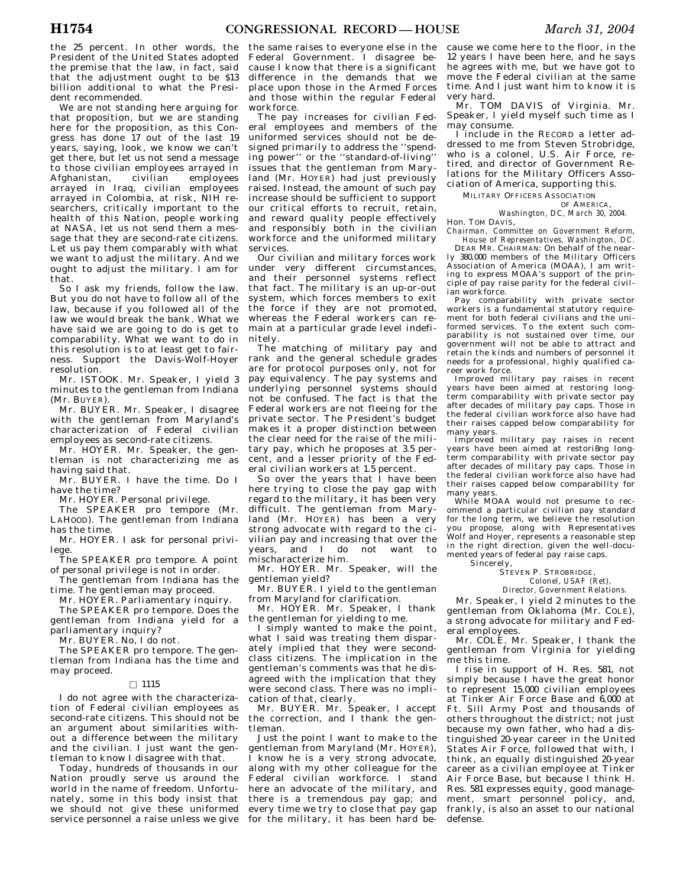the 25 percent. In other words, the President of the United States adopted the premise that the law, in fact, said that the adjustment ought to be $13 billion additional to what the President recommended.

We are not standing here arguing for that proposition, but we are standing here for the proposition, as this Congress has done 17 out of the last 19 years, saying, look, we know we can't get there, but let us not send a message to those civilian employees arrayed in Afghanistan, civilian employees arrayed in Iraq, civilian employees arrayed in Colombia, at risk, NIH researchers, critically important to the health of this Nation, people working at NASA, let us not send them a message that they are second-rate citizens. Let us pay them comparably with what we want to adjust the military. And we ought to adjust the military. I am for that.

So I ask my friends, follow the law. But you do not have to follow all of the law, because if you followed all of the law we would break the bank. What we have said we are going to do is get to comparability. What we want to do in this resolution is to at least get to fairness. Support the Davis-Wolf-Hoyer resolution.

Mr. ISTOOK. Mr. Speaker, I yield 3 minutes to the gentleman from Indiana (Mr. BUYER).

Mr. BUYER. Mr. Speaker, I disagree with the gentleman from Maryland's characterization of Federal civilian employees as second-rate citizens.

Mr. HOYER. Mr. Speaker, the gentleman is not characterizing me as having said that.

Mr. BUYER. I have the time. Do I have the time?

Mr. HOYER. Personal privilege.

The SPEAKER pro tempore (Mr. LAHOOD). The gentleman from Indiana has the time.

Mr. HOYER. I ask for personal privilege.

The SPEAKER pro tempore. A point of personal privilege is not in order.

The gentleman from Indiana has the time. The gentleman may proceed.

Mr. HOYER. Parliamentary inquiry.

The SPEAKER pro tempore. Does the gentleman from Indiana yield for a parliamentary inquiry?

Mr. BUYER. No, I do not.

The SPEAKER pro tempore. The gentleman from Indiana has the time and may proceed.

□ 1115

I do not agree with the characterization of Federal civilian employees as second-rate citizens. This should not be an argument about similarities without a difference between the military and the civilian. I just want the gentleman to know I disagree with that.

Today, hundreds of thousands in our Nation proudly serve us around the world in the name of freedom. Unfortunately, some in this body insist that we should not give these uniformed service personnel a raise unless we give the same raises to everyone else in the Federal Government. I disagree because I know that there is a significant difference in the demands that we place upon those in the Armed Forces and those within the regular Federal workforce.

The pay increases for civilian Federal employees and members of the uniformed services should not be designed primarily to address the ''spending power'' or the ''standard-of-living'' issues that the gentleman from Maryland (Mr. HOYER) had just previously raised. Instead, the amount of such pay increase should be sufficient to support our critical efforts to recruit, retain, and reward quality people effectively and responsibly both in the civilian workforce and the uniformed military services.

Our civilian and military forces work under very different circumstances, and their personnel systems reflect that fact. The military is an up-or-out system, which forces members to exit the force if they are not promoted, whereas the Federal workers can remain at a particular grade level indefinitely.

The matching of military pay and rank and the general schedule grades are for protocol purposes only, not for pay equivalency. The pay systems and underlying personnel systems should not be confused. The fact is that the Federal workers are not fleeing for the private sector. The President's budget makes it a proper distinction between the clear need for the raise of the military pay, which he proposes at 3.5 percent, and a lesser priority of the Federal civilian workers at 1.5 percent.

So over the years that I have been here trying to close the pay gap with regard to the military, it has been very difficult. The gentleman from Maryland (Mr. HOYER) has been a very strong advocate with regard to the civilian pay and increasing that over the years, and I do not want to mischaracterize him.

Mr. HOYER. Mr. Speaker, will the gentleman yield?

Mr. BUYER. I yield to the gentleman from Maryland for clarification.

Mr. HOYER. Mr. Speaker, I thank the gentleman for yielding to me.

I simply wanted to make the point, what I said was treating them disparately implied that they were second-class citizens. The implication in the gentleman's comments was that he disagreed with the implication that they were second class. There was no implication of that, clearly.

Mr. BUYER. Mr. Speaker, I accept the correction, and I thank the gentleman.

Just the point I want to make to the gentleman from Maryland (Mr. HOYER), I know he is a very strong advocate, along with my other colleague for the Federal civilian workforce. I stand here an advocate of the military, and there is a tremendous pay gap; and every time we try to close that pay gap for the military, it has been hard because we come here to the floor, in the 12 years I have been here, and he says he agrees with me, but we have got to move the Federal civilian at the same time. And I just want him to know it is very hard.

Mr. TOM DAVIS of Virginia. Mr. Speaker, I yield myself such time as I may consume.

I include in the RECORD a letter addressed to me from Steven Strobridge, who is a colonel, U.S. Air Force, retired, and director of Government Relations for the Military Officers Association of America, supporting this.

MILITARY OFFICERS ASSOCIATION OF AMERICA,
*Washington, DC, March 30, 2004.*

Hon. TOM DAVIS,
*Chairman, Committee on Government Reform, House of Representatives, Washington, DC.*

DEAR MR. CHAIRMAN: On behalf of the nearly 380,000 members of the Military Officers Association of America (MOAA), I am writing to express MOAA's support of the principle of pay raise parity for the federal civilian workforce.

Pay comparability with private sector workers is a fundamental statutory requirement for both federal civilians and the uniformed services. To the extent such comparability is not sustained over time, our government will not be able to attract and retain the kinds and numbers of personnel it needs for a professional, highly qualified career work force.

Improved military pay raises in recent years have been aimed at restoring long-term comparability with private sector pay after decades of military pay caps. Those in the federal civilian workforce also have had their raises capped below comparability for many years.

Improved military pay raises in recent years have been aimed at restori8ng long-term comparability with private sector pay after decades of military pay caps. Those in the federal civilian workforce also have had their raises capped below comparability for many years.

While MOAA would not presume to recommend a particular civilian pay standard for the long term, we believe the resolution you propose, along with Representatives Wolf and Hoyer, represents a reasonable step in the right direction, given the well-documented years of federal pay raise caps.

Sincerely,

STEVEN P. STROBRIDGE,
*Colonel, USAF (Ret),*
*Director, Government Relations.*

Mr. Speaker, I yield 2 minutes to the gentleman from Oklahoma (Mr. COLE), a strong advocate for military and Federal employees.

Mr. COLE. Mr. Speaker, I thank the gentleman from Virginia for yielding me this time.

I rise in support of H. Res. 581, not simply because I have the great honor to represent 15,000 civilian employees at Tinker Air Force Base and 6,000 at Ft. Sill Army Post and thousands of others throughout the district; not just because my own father, who had a distinguished 20-year career in the United States Air Force, followed that with, I think, an equally distinguished 20-year career as a civilian employee at Tinker Air Force Base, but because I think H. Res. 581 expresses equity, good management, smart personnel policy, and, frankly, is also an asset to our national defense.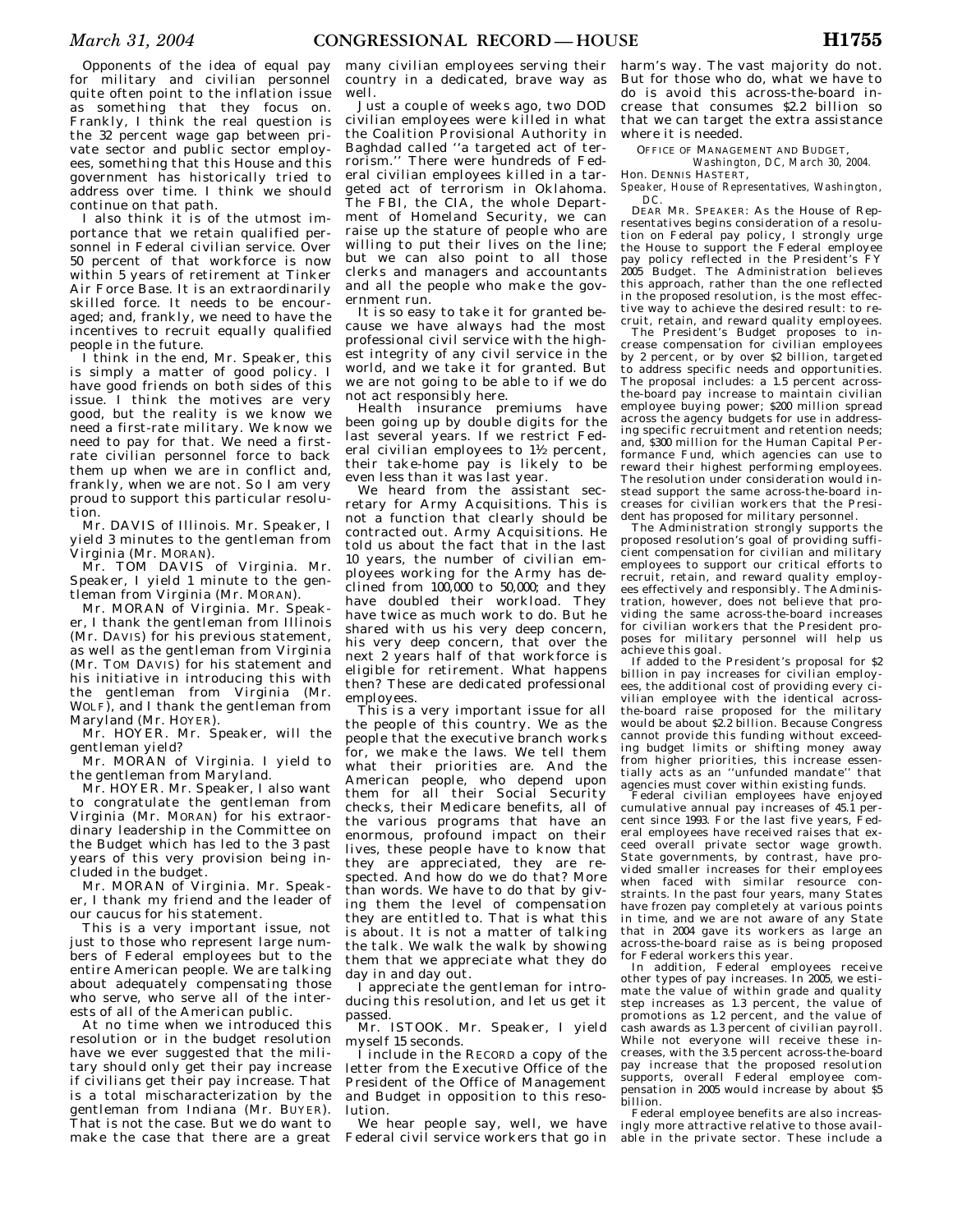Opponents of the idea of equal pay for military and civilian personnel quite often point to the inflation issue as something that they focus on. Frankly, I think the real question is the 32 percent wage gap between private sector and public sector employees, something that this House and this government has historically tried to address over time. I think we should continue on that path.

I also think it is of the utmost importance that we retain qualified personnel in Federal civilian service. Over 50 percent of that workforce is now within 5 years of retirement at Tinker Air Force Base. It is an extraordinarily skilled force. It needs to be encouraged; and, frankly, we need to have the incentives to recruit equally qualified people in the future.

I think in the end, Mr. Speaker, this is simply a matter of good policy. I have good friends on both sides of this issue. I think the motives are very good, but the reality is we know we need a first-rate military. We know we need to pay for that. We need a first-rate civilian personnel force to back them up when we are in conflict and, frankly, when we are not. So I am very proud to support this particular resolution.

Mr. DAVIS of Illinois. Mr. Speaker, I yield 3 minutes to the gentleman from Virginia (Mr. MORAN).

Mr. TOM DAVIS of Virginia. Mr. Speaker, I yield 1 minute to the gentleman from Virginia (Mr. MORAN).

Mr. MORAN of Virginia. Mr. Speaker, I thank the gentleman from Illinois (Mr. DAVIS) for his previous statement, as well as the gentleman from Virginia (Mr. TOM DAVIS) for his statement and his initiative in introducing this with the gentleman from Virginia (Mr. WOLF), and I thank the gentleman from Maryland (Mr. HOYER).

Mr. HOYER. Mr. Speaker, will the gentleman yield?

Mr. MORAN of Virginia. I yield to the gentleman from Maryland.

Mr. HOYER. Mr. Speaker, I also want to congratulate the gentleman from Virginia (Mr. MORAN) for his extraordinary leadership in the Committee on the Budget which has led to the 3 past years of this very provision being included in the budget.

Mr. MORAN of Virginia. Mr. Speaker, I thank my friend and the leader of our caucus for his statement.

This is a very important issue, not just to those who represent large numbers of Federal employees but to the entire American people. We are talking about adequately compensating those who serve, who serve all of the interests of all of the American public.

At no time when we introduced this resolution or in the budget resolution have we ever suggested that the military should only get their pay increase if civilians get their pay increase. That is a total mischaracterization by the gentleman from Indiana (Mr. BUYER). That is not the case. But we do want to make the case that there are a great many civilian employees serving their country in a dedicated, brave way as well.

Just a couple of weeks ago, two DOD civilian employees were killed in what the Coalition Provisional Authority in Baghdad called ''a targeted act of terrorism.'' There were hundreds of Federal civilian employees killed in a targeted act of terrorism in Oklahoma. The FBI, the CIA, the whole Department of Homeland Security, we can raise up the stature of people who are willing to put their lives on the line; but we can also point to all those clerks and managers and accountants and all the people who make the government run.

It is so easy to take it for granted because we have always had the most professional civil service with the highest integrity of any civil service in the world, and we take it for granted. But we are not going to be able to if we do not act responsibly here.

Health insurance premiums have been going up by double digits for the last several years. If we restrict Federal civilian employees to 1½ percent, their take-home pay is likely to be even less than it was last year.

We heard from the assistant secretary for Army Acquisitions. This is not a function that clearly should be contracted out. Army Acquisitions. He told us about the fact that in the last 10 years, the number of civilian employees working for the Army has declined from 100,000 to 50,000; and they have doubled their workload. They have twice as much work to do. But he shared with us his very deep concern, his very deep concern, that over the next 2 years half of that workforce is eligible for retirement. What happens then? These are dedicated professional employees.

This is a very important issue for all the people of this country. We as the people that the executive branch works for, we make the laws. We tell them what their priorities are. And the American people, who depend upon them for all their Social Security checks, their Medicare benefits, all of the various programs that have an enormous, profound impact on their lives, these people have to know that they are appreciated, they are respected. And how do we do that? More than words. We have to do that by giving them the level of compensation they are entitled to. That is what this is about. It is not a matter of talking the talk. We walk the walk by showing them that we appreciate what they do day in and day out.

I appreciate the gentleman for introducing this resolution, and let us get it passed.

Mr. ISTOOK. Mr. Speaker, I yield myself 15 seconds.

I include in the RECORD a copy of the letter from the Executive Office of the President of the Office of Management and Budget in opposition to this resolution.

We hear people say, well, we have Federal civil service workers that go in harm's way. The vast majority do not. But for those who do, what we have to do is avoid this across-the-board increase that consumes $2.2 billion so that we can target the extra assistance where it is needed.

OFFICE OF MANAGEMENT AND BUDGET,
*Washington, DC, March 30, 2004.*

Hon. DENNIS HASTERT,
*Speaker, House of Representatives, Washington, DC.*

DEAR MR. SPEAKER: As the House of Representatives begins consideration of a resolution on Federal pay policy, I strongly urge the House to support the Federal employee pay policy reflected in the President's FY 2005 Budget. The Administration believes this approach, rather than the one reflected in the proposed resolution, is the most effective way to achieve the desired result: to recruit, retain, and reward quality employees.

The President's Budget proposes to increase compensation for civilian employees by 2 percent, or by over $2 billion, targeted to address specific needs and opportunities. The proposal includes: a 1.5 percent across-the-board pay increase to maintain civilian employee buying power; $200 million spread across the agency budgets for use in addressing specific recruitment and retention needs; and, $300 million for the Human Capital Performance Fund, which agencies can use to reward their highest performing employees. The resolution under consideration would instead support the same across-the-board increases for civilian workers that the President has proposed for military personnel.

The Administration strongly supports the proposed resolution's goal of providing sufficient compensation for civilian and military employees to support our critical efforts to recruit, retain, and reward quality employees effectively and responsibly. The Administration, however, does not believe that providing the same across-the-board increases for civilian workers that the President proposes for military personnel will help us achieve this goal.

If added to the President's proposal for $2 billion in pay increases for civilian employees, the additional cost of providing every civilian employee with the identical across-the-board raise proposed for the military would be about $2.2 billion. Because Congress cannot provide this funding without exceeding budget limits or shifting money away from higher priorities, this increase essentially acts as an ''unfunded mandate'' that agencies must cover within existing funds.

Federal civilian employees have enjoyed cumulative annual pay increases of 45.1 percent since 1993. For the last five years, Federal employees have received raises that exceed overall private sector wage growth. State governments, by contrast, have provided smaller increases for their employees when faced with similar resource constraints. In the past four years, many States have frozen pay completely at various points in time, and we are not aware of any State that in 2004 gave its workers as large an across-the-board raise as is being proposed for Federal workers this year.

In addition, Federal employees receive other types of pay increases. In 2005, we estimate the value of within grade and quality step increases as 1.3 percent, the value of promotions as 1.2 percent, and the value of cash awards as 1.3 percent of civilian payroll. While not everyone will receive these increases, with the 3.5 percent across-the-board pay increase that the proposed resolution supports, overall Federal employee compensation in 2005 would increase by about $5 billion.

Federal employee benefits are also increasingly more attractive relative to those available in the private sector. These include a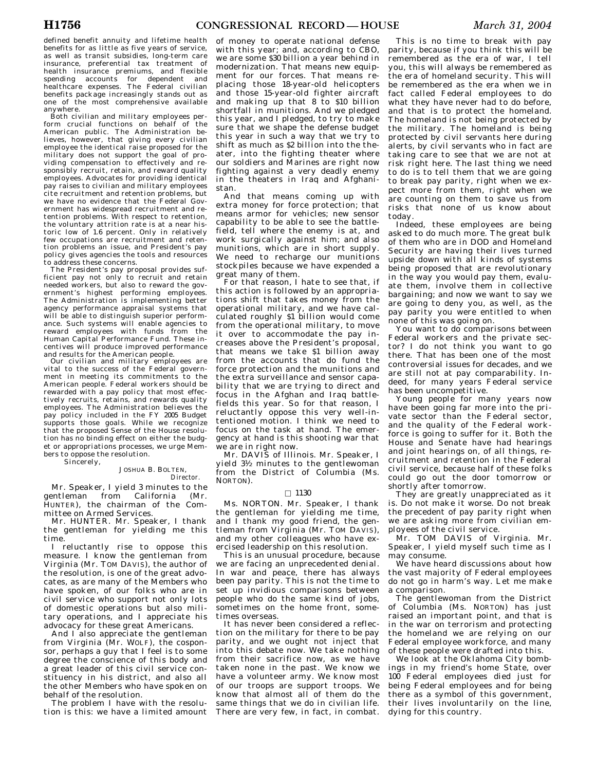defined benefit annuity and lifetime health benefits for as little as five years of service, as well as transit subsidies, long-term care insurance, preferential tax treatment of health insurance premiums, and flexible spending accounts for dependent and healthcare expenses. The Federal civilian benefits package increasingly stands out as one of the most comprehensive available anywhere.

Both civilian and military employees perform crucial functions on behalf of the American public. The Administration believes, however, that giving every civilian employee the identical raise proposed for the military does not support the goal of providing compensation to effectively and responsibly recruit, retain, and reward quality employees. Advocates for providing identical pay raises to civilian and military employees cite recruitment and retention problems, but we have no evidence that the Federal Government has widespread recruitment and retention problems. With respect to retention, the voluntary attrition rate is at a near historic low of 1.6 percent. Only in relatively few occupations are recruitment and retention problems an issue, and President's pay policy gives agencies the tools and resources to address these concerns.

The President's pay proposal provides sufficient pay not only to recruit and retain needed workers, but also to reward the government's highest performing employees. The Administration is implementing better agency performance appraisal systems that will be able to distinguish superior performance. Such systems will enable agencies to reward employees with funds from the Human Capital Performance Fund. These incentives will produce improved performance and results for the American people.

Our civilian and military employees are vital to the success of the Federal government in meeting its commitments to the American people. Federal workers should be rewarded with a pay policy that most effectively recruits, retains, and rewards quality employees. The Administration believes the pay policy included in the FY 2005 Budget supports those goals. While we recognize that the proposed Sense of the House resolution has no binding effect on either the budget or appropriations processes, we urge Members to oppose the resolution.

Sincerely,

JOSHUA B. BOLTEN,
*Director.*

Mr. Speaker, I yield 3 minutes to the gentleman from California (Mr. HUNTER), the chairman of the Committee on Armed Services.

Mr. HUNTER. Mr. Speaker, I thank the gentleman for yielding me this time.

I reluctantly rise to oppose this measure. I know the gentleman from Virginia (Mr. TOM DAVIS), the author of the resolution, is one of the great advocates, as are many of the Members who have spoken, of our folks who are in civil service who support not only lots of domestic operations but also military operations, and I appreciate his advocacy for these great Americans.

And I also appreciate the gentleman from Virginia (Mr. WOLF), the cosponsor, perhaps a guy that I feel is to some degree the conscience of this body and a great leader of this civil service constituency in his district, and also all the other Members who have spoken on behalf of the resolution.

The problem I have with the resolution is this: we have a limited amount of money to operate national defense with this year; and, according to CBO, we are some $30 billion a year behind in modernization. That means new equipment for our forces. That means replacing those 18-year-old helicopters and those 15-year-old fighter aircraft and making up that 8 to $10 billion shortfall in munitions. And we pledged this year, and I pledged, to try to make sure that we shape the defense budget this year in such a way that we try to shift as much as $2 billion into the theater, into the fighting theater where our soldiers and Marines are right now fighting against a very deadly enemy in the theaters in Iraq and Afghanistan.

And that means coming up with extra money for force protection; that means armor for vehicles; new sensor capability to be able to see the battlefield, tell where the enemy is at, and work surgically against him; and also munitions, which are in short supply. We need to recharge our munitions stockpiles because we have expended a great many of them.

For that reason, I hate to see that, if this action is followed by an appropriations shift that takes money from the operational military, and we have calculated roughly $1 billion would come from the operational military, to move it over to accommodate the pay increases above the President's proposal, that means we take $1 billion away from the accounts that do fund the force protection and the munitions and the extra surveillance and sensor capability that we are trying to direct and focus in the Afghan and Iraq battlefields this year. So for that reason, I reluctantly oppose this very well-intentioned motion. I think we need to focus on the task at hand. The emergency at hand is this shooting war that we are in right now.

Mr. DAVIS of Illinois. Mr. Speaker, I yield 3½ minutes to the gentlewoman from the District of Columbia (Ms. NORTON).

□ 1130

Ms. NORTON. Mr. Speaker, I thank the gentleman for yielding me time, and I thank my good friend, the gentleman from Virginia (Mr. TOM DAVIS), and my other colleagues who have exercised leadership on this resolution.

This is an unusual procedure, because we are facing an unprecedented denial. In war and peace, there has always been pay parity. This is not the time to set up invidious comparisons between people who do the same kind of jobs, sometimes on the home front, sometimes overseas.

It has never been considered a reflection on the military for there to be pay parity, and we ought not inject that into this debate now. We take nothing from their sacrifice now, as we have taken none in the past. We know we have a volunteer army. We know most of our troops are support troops. We know that almost all of them do the same things that we do in civilian life. There are very few, in fact, in combat.

This is no time to break with pay parity, because if you think this will be remembered as the era of war, I tell you, this will always be remembered as the era of homeland security. This will be remembered as the era when we in fact called Federal employees to do what they have never had to do before, and that is to protect the homeland. The homeland is not being protected by the military. The homeland is being protected by civil servants here during alerts, by civil servants who in fact are taking care to see that we are not at risk right here. The last thing we need to do is to tell them that we are going to break pay parity, right when we expect more from them, right when we are counting on them to save us from risks that none of us know about today.

Indeed, these employees are being asked to do much more. The great bulk of them who are in DOD and Homeland Security are having their lives turned upside down with all kinds of systems being proposed that are revolutionary in the way you would pay them, evaluate them, involve them in collective bargaining; and now we want to say we are going to deny you, as well, as the pay parity you were entitled to when none of this was going on.

You want to do comparisons between Federal workers and the private sector? I do not think you want to go there. That has been one of the most controversial issues for decades, and we are still not at pay comparability. Indeed, for many years Federal service has been uncompetitive.

Young people for many years now have been going far more into the private sector than the Federal sector, and the quality of the Federal workforce is going to suffer for it. Both the House and Senate have had hearings and joint hearings on, of all things, recruitment and retention in the Federal civil service, because half of these folks could go out the door tomorrow or shortly after tomorrow.

They are greatly unappreciated as it is. Do not make it worse. Do not break the precedent of pay parity right when we are asking more from civilian employees of the civil service.

Mr. TOM DAVIS of Virginia. Mr. Speaker, I yield myself such time as I may consume.

We have heard discussions about how the vast majority of Federal employees do not go in harm's way. Let me make a comparison.

The gentlewoman from the District of Columbia (Ms. NORTON) has just raised an important point, and that is in the war on terrorism and protecting the homeland we are relying on our Federal employee workforce, and many of these people were drafted into this.

We look at the Oklahoma City bombings in my friend's home State, over 100 Federal employees died just for being Federal employees and for being there as a symbol of this government, their lives involuntarily on the line, dying for this country.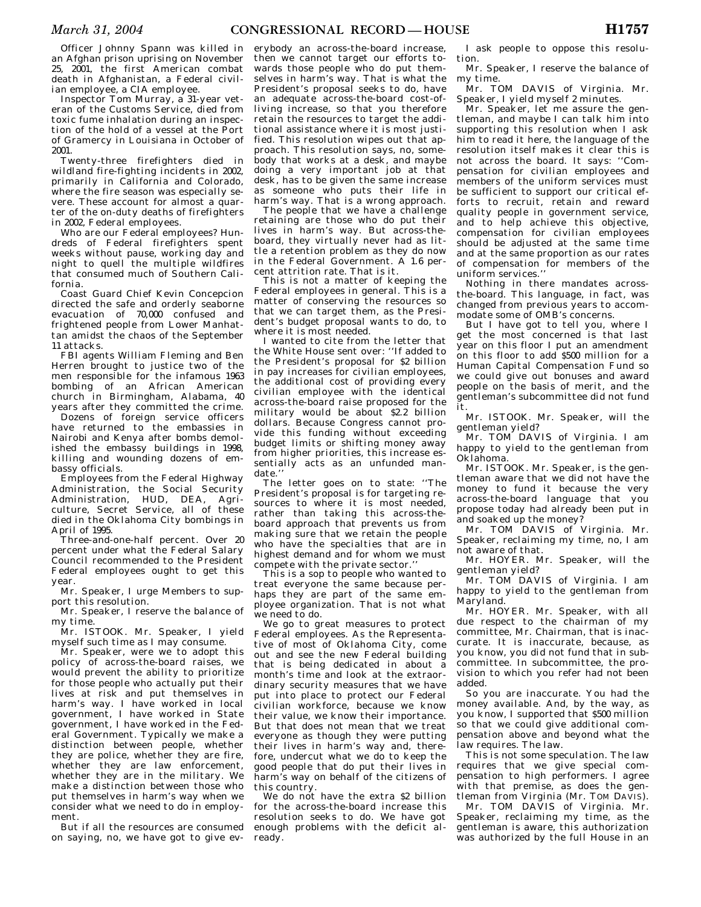Officer Johnny Spann was killed in an Afghan prison uprising on November 25, 2001, the first American combat death in Afghanistan, a Federal civilian employee, a CIA employee.

Inspector Tom Murray, a 31-year veteran of the Customs Service, died from toxic fume inhalation during an inspection of the hold of a vessel at the Port of Gramercy in Louisiana in October of 2001.

Twenty-three firefighters died in wildland fire-fighting incidents in 2002, primarily in California and Colorado, where the fire season was especially severe. These account for almost a quarter of the on-duty deaths of firefighters in 2002, Federal employees.

Who are our Federal employees? Hundreds of Federal firefighters spent weeks without pause, working day and night to quell the multiple wildfires that consumed much of Southern California.

Coast Guard Chief Kevin Concepcion directed the safe and orderly seaborne evacuation of 70,000 confused and frightened people from Lower Manhattan amidst the chaos of the September 11 attacks.

FBI agents William Fleming and Ben Herren brought to justice two of the men responsible for the infamous 1963 bombing of an African American church in Birmingham, Alabama, 40 years after they committed the crime.

Dozens of foreign service officers have returned to the embassies in Nairobi and Kenya after bombs demolished the embassy buildings in 1998, killing and wounding dozens of embassy officials.

Employees from the Federal Highway Administration, the Social Security Administration, HUD, DEA, Agriculture, Secret Service, all of these died in the Oklahoma City bombings in April of 1995.

Three-and-one-half percent. Over 20 percent under what the Federal Salary Council recommended to the President Federal employees ought to get this year.

Mr. Speaker, I urge Members to support this resolution.

Mr. Speaker, I reserve the balance of my time.

Mr. ISTOOK. Mr. Speaker, I yield myself such time as I may consume.

Mr. Speaker, were we to adopt this policy of across-the-board raises, we would prevent the ability to prioritize for those people who actually put their lives at risk and put themselves in harm's way. I have worked in local government, I have worked in State government, I have worked in the Federal Government. Typically we make a distinction between people, whether they are police, whether they are fire, whether they are law enforcement, whether they are in the military. We make a distinction between those who put themselves in harm's way when we consider what we need to do in employment.

But if all the resources are consumed on saying, no, we have got to give everybody an across-the-board increase, then we cannot target our efforts towards those people who do put themselves in harm's way. That is what the President's proposal seeks to do, have an adequate across-the-board cost-of-living increase, so that you therefore retain the resources to target the additional assistance where it is most justified. This resolution wipes out that approach. This resolution says, no, somebody that works at a desk, and maybe doing a very important job at that desk, has to be given the same increase as someone who puts their life in harm's way. That is a wrong approach.

The people that we have a challenge retaining are those who do put their lives in harm's way. But across-the-board, they virtually never had as little a retention problem as they do now in the Federal Government. A 1.6 percent attrition rate. That is it.

This is not a matter of keeping the Federal employees in general. This is a matter of conserving the resources so that we can target them, as the President's budget proposal wants to do, to where it is most needed.

I wanted to cite from the letter that the White House sent over: ''If added to the President's proposal for $2 billion in pay increases for civilian employees, the additional cost of providing every civilian employee with the identical across-the-board raise proposed for the military would be about $2.2 billion dollars. Because Congress cannot provide this funding without exceeding budget limits or shifting money away from higher priorities, this increase essentially acts as an unfunded mandate.''

The letter goes on to state: ''The President's proposal is for targeting resources to where it is most needed, rather than taking this across-the-board approach that prevents us from making sure that we retain the people who have the specialties that are in highest demand and for whom we must compete with the private sector.''

This is a sop to people who wanted to treat everyone the same because perhaps they are part of the same employee organization. That is not what we need to do.

We go to great measures to protect Federal employees. As the Representative of most of Oklahoma City, come out and see the new Federal building that is being dedicated in about a month's time and look at the extraordinary security measures that we have put into place to protect our Federal civilian workforce, because we know their value, we know their importance. But that does not mean that we treat everyone as though they were putting their lives in harm's way and, therefore, undercut what we do to keep the good people that do put their lives in harm's way on behalf of the citizens of this country.

We do not have the extra $2 billion for the across-the-board increase this resolution seeks to do. We have got enough problems with the deficit already.

I ask people to oppose this resolution.

Mr. Speaker, I reserve the balance of my time.

Mr. TOM DAVIS of Virginia. Mr. Speaker, I yield myself 2 minutes.

Mr. Speaker, let me assure the gentleman, and maybe I can talk him into supporting this resolution when I ask him to read it here, the language of the resolution itself makes it clear this is not across the board. It says: ''Compensation for civilian employees and members of the uniform services must be sufficient to support our critical efforts to recruit, retain and reward quality people in government service, and to help achieve this objective, compensation for civilian employees should be adjusted at the same time and at the same proportion as our rates of compensation for members of the uniform services.''

Nothing in there mandates across-the-board. This language, in fact, was changed from previous years to accommodate some of OMB's concerns.

But I have got to tell you, where I get the most concerned is that last year on this floor I put an amendment on this floor to add $500 million for a Human Capital Compensation Fund so we could give out bonuses and award people on the basis of merit, and the gentleman's subcommittee did not fund it.

Mr. ISTOOK. Mr. Speaker, will the gentleman yield?

Mr. TOM DAVIS of Virginia. I am happy to yield to the gentleman from Oklahoma.

Mr. ISTOOK. Mr. Speaker, is the gentleman aware that we did not have the money to fund it because the very across-the-board language that you propose today had already been put in and soaked up the money?

Mr. TOM DAVIS of Virginia. Mr. Speaker, reclaiming my time, no, I am not aware of that.

Mr. HOYER. Mr. Speaker, will the gentleman yield?

Mr. TOM DAVIS of Virginia. I am happy to yield to the gentleman from Maryland.

Mr. HOYER. Mr. Speaker, with all due respect to the chairman of my committee, Mr. Chairman, that is inaccurate. It is inaccurate, because, as you know, you did not fund that in subcommittee. In subcommittee, the provision to which you refer had not been added.

So you are inaccurate. You had the money available. And, by the way, as you know, I supported that $500 million so that we could give additional compensation above and beyond what the law requires. The law.

This is not some speculation. The law requires that we give special compensation to high performers. I agree with that premise, as does the gentleman from Virginia (Mr. TOM DAVIS).

Mr. TOM DAVIS of Virginia. Mr. Speaker, reclaiming my time, as the gentleman is aware, this authorization was authorized by the full House in an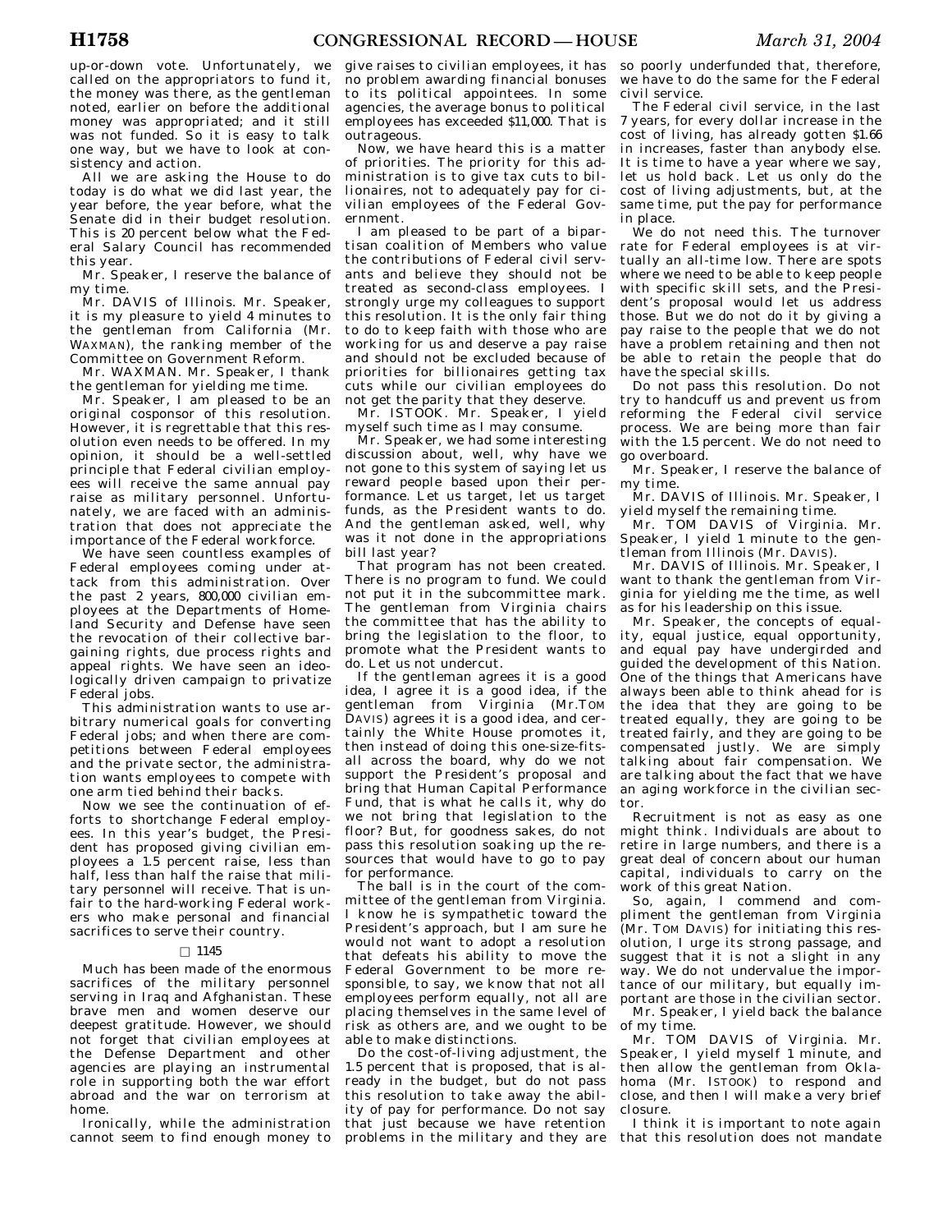up-or-down vote. Unfortunately, we called on the appropriators to fund it, the money was there, as the gentleman noted, earlier on before the additional money was appropriated; and it still was not funded. So it is easy to talk one way, but we have to look at consistency and action.

All we are asking the House to do today is do what we did last year, the year before, the year before, what the Senate did in their budget resolution. This is 20 percent below what the Federal Salary Council has recommended this year.

Mr. Speaker, I reserve the balance of my time.

Mr. DAVIS of Illinois. Mr. Speaker, it is my pleasure to yield 4 minutes to the gentleman from California (Mr. WAXMAN), the ranking member of the Committee on Government Reform.

Mr. WAXMAN. Mr. Speaker, I thank the gentleman for yielding me time.

Mr. Speaker, I am pleased to be an original cosponsor of this resolution. However, it is regrettable that this resolution even needs to be offered. In my opinion, it should be a well-settled principle that Federal civilian employees will receive the same annual pay raise as military personnel. Unfortunately, we are faced with an administration that does not appreciate the importance of the Federal workforce.

We have seen countless examples of Federal employees coming under attack from this administration. Over the past 2 years, 800,000 civilian employees at the Departments of Homeland Security and Defense have seen the revocation of their collective bargaining rights, due process rights and appeal rights. We have seen an ideologically driven campaign to privatize Federal jobs.

This administration wants to use arbitrary numerical goals for converting Federal jobs; and when there are competitions between Federal employees and the private sector, the administration wants employees to compete with one arm tied behind their backs.

Now we see the continuation of efforts to shortchange Federal employees. In this year's budget, the President has proposed giving civilian employees a 1.5 percent raise, less than half, less than half the raise that military personnel will receive. That is unfair to the hard-working Federal workers who make personal and financial sacrifices to serve their country.

□ 1145

Much has been made of the enormous sacrifices of the military personnel serving in Iraq and Afghanistan. These brave men and women deserve our deepest gratitude. However, we should not forget that civilian employees at the Defense Department and other agencies are playing an instrumental role in supporting both the war effort abroad and the war on terrorism at home.

Ironically, while the administration cannot seem to find enough money to give raises to civilian employees, it has no problem awarding financial bonuses to its political appointees. In some agencies, the average bonus to political employees has exceeded $11,000. That is outrageous.

Now, we have heard this is a matter of priorities. The priority for this administration is to give tax cuts to billionaires, not to adequately pay for civilian employees of the Federal Government.

I am pleased to be part of a bipartisan coalition of Members who value the contributions of Federal civil servants and believe they should not be treated as second-class employees. I strongly urge my colleagues to support this resolution. It is the only fair thing to do to keep faith with those who are working for us and deserve a pay raise and should not be excluded because of priorities for billionaires getting tax cuts while our civilian employees do not get the parity that they deserve.

Mr. ISTOOK. Mr. Speaker, I yield myself such time as I may consume.

Mr. Speaker, we had some interesting discussion about, well, why have we not gone to this system of saying let us reward people based upon their performance. Let us target, let us target funds, as the President wants to do. And the gentleman asked, well, why was it not done in the appropriations bill last year?

That program has not been created. There is no program to fund. We could not put it in the subcommittee mark. The gentleman from Virginia chairs the committee that has the ability to bring the legislation to the floor, to promote what the President wants to do. Let us not undercut.

If the gentleman agrees it is a good idea, I agree it is a good idea, if the gentleman from Virginia (Mr.TOM DAVIS) agrees it is a good idea, and certainly the White House promotes it, then instead of doing this one-size-fits-all across the board, why do we not support the President's proposal and bring that Human Capital Performance Fund, that is what he calls it, why do we not bring that legislation to the floor? But, for goodness sakes, do not pass this resolution soaking up the resources that would have to go to pay for performance.

The ball is in the court of the committee of the gentleman from Virginia. I know he is sympathetic toward the President's approach, but I am sure he would not want to adopt a resolution that defeats his ability to move the Federal Government to be more responsible, to say, we know that not all employees perform equally, not all are placing themselves in the same level of risk as others are, and we ought to be able to make distinctions.

Do the cost-of-living adjustment, the 1.5 percent that is proposed, that is already in the budget, but do not pass this resolution to take away the ability of pay for performance. Do not say that just because we have retention problems in the military and they are so poorly underfunded that, therefore, we have to do the same for the Federal civil service.

The Federal civil service, in the last 7 years, for every dollar increase in the cost of living, has already gotten $1.66 in increases, faster than anybody else. It is time to have a year where we say, let us hold back. Let us only do the cost of living adjustments, but, at the same time, put the pay for performance in place.

We do not need this. The turnover rate for Federal employees is at virtually an all-time low. There are spots where we need to be able to keep people with specific skill sets, and the President's proposal would let us address those. But we do not do it by giving a pay raise to the people that we do not have a problem retaining and then not be able to retain the people that do have the special skills.

Do not pass this resolution. Do not try to handcuff us and prevent us from reforming the Federal civil service process. We are being more than fair with the 1.5 percent. We do not need to go overboard.

Mr. Speaker, I reserve the balance of my time.

Mr. DAVIS of Illinois. Mr. Speaker, I yield myself the remaining time.

Mr. TOM DAVIS of Virginia. Mr. Speaker, I yield 1 minute to the gentleman from Illinois (Mr. DAVIS).

Mr. DAVIS of Illinois. Mr. Speaker, I want to thank the gentleman from Virginia for yielding me the time, as well as for his leadership on this issue.

Mr. Speaker, the concepts of equality, equal justice, equal opportunity, and equal pay have undergirded and guided the development of this Nation. One of the things that Americans have always been able to think ahead for is the idea that they are going to be treated equally, they are going to be treated fairly, and they are going to be compensated justly. We are simply talking about fair compensation. We are talking about the fact that we have an aging workforce in the civilian sector.

Recruitment is not as easy as one might think. Individuals are about to retire in large numbers, and there is a great deal of concern about our human capital, individuals to carry on the work of this great Nation.

So, again, I commend and compliment the gentleman from Virginia (Mr. TOM DAVIS) for initiating this resolution, I urge its strong passage, and suggest that it is not a slight in any way. We do not undervalue the importance of our military, but equally important are those in the civilian sector.

Mr. Speaker, I yield back the balance of my time.

Mr. TOM DAVIS of Virginia. Mr. Speaker, I yield myself 1 minute, and then allow the gentleman from Oklahoma (Mr. ISTOOK) to respond and close, and then I will make a very brief closure.

I think it is important to note again that this resolution does not mandate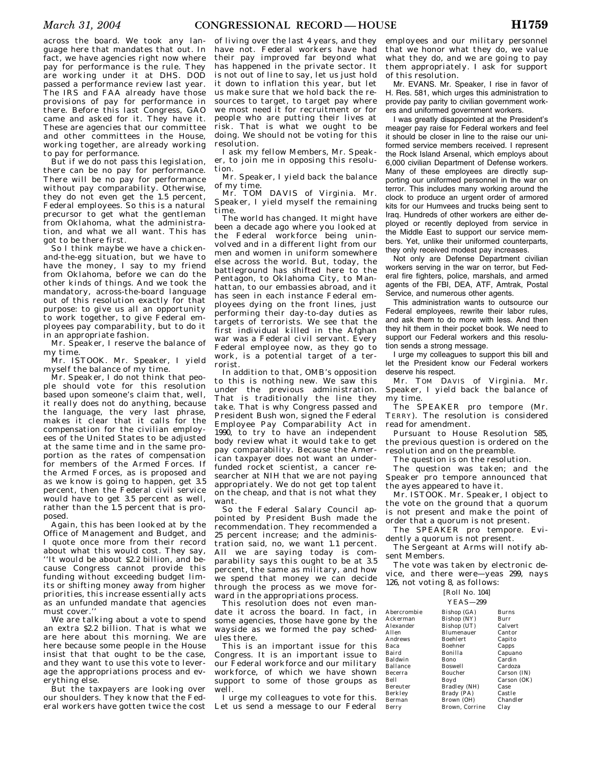across the board. We took any language here that mandates that out. In fact, we have agencies right now where pay for performance is the rule. They are working under it at DHS. DOD passed a performance review last year. The IRS and FAA already have those provisions of pay for performance in there. Before this last Congress, GAO came and asked for it. They have it. These are agencies that our committee and other committees in the House, working together, are already working to pay for performance.

But if we do not pass this legislation, there can be no pay for performance. There will be no pay for performance without pay comparability. Otherwise, they do not even get the 1.5 percent, Federal employees. So this is a natural precursor to get what the gentleman from Oklahoma, what the administration, and what we all want. This has got to be there first.

So I think maybe we have a chicken-and-the-egg situation, but we have to have the money, I say to my friend from Oklahoma, before we can do the other kinds of things. And we took the mandatory, across-the-board language out of this resolution exactly for that purpose: to give us all an opportunity to work together, to give Federal employees pay comparability, but to do it in an appropriate fashion.

Mr. Speaker, I reserve the balance of my time.

Mr. ISTOOK. Mr. Speaker, I yield myself the balance of my time.

Mr. Speaker, I do not think that people should vote for this resolution based upon someone's claim that, well, it really does not do anything, because the language, the very last phrase, makes it clear that it calls for the compensation for the civilian employees of the United States to be adjusted at the same time and in the same proportion as the rates of compensation for members of the Armed Forces. If the Armed Forces, as is proposed and as we know is going to happen, get 3.5 percent, then the Federal civil service would have to get 3.5 percent as well, rather than the 1.5 percent that is proposed.

Again, this has been looked at by the Office of Management and Budget, and I quote once more from their record about what this would cost. They say, ''It would be about $2.2 billion, and because Congress cannot provide this funding without exceeding budget limits or shifting money away from higher priorities, this increase essentially acts as an unfunded mandate that agencies must cover.''

We are talking about a vote to spend an extra $2.2 billion. That is what we are here about this morning. We are here because some people in the House insist that that ought to be the case, and they want to use this vote to leverage the appropriations process and everything else.

But the taxpayers are looking over our shoulders. They know that the Federal workers have gotten twice the cost of living over the last 4 years, and they have not. Federal workers have had their pay improved far beyond what has happened in the private sector. It is not out of line to say, let us just hold it down to inflation this year, but let us make sure that we hold back the resources to target, to target pay where we most need it for recruitment or for people who are putting their lives at risk. That is what we ought to be doing. We should not be voting for this resolution.

I ask my fellow Members, Mr. Speaker, to join me in opposing this resolution.

Mr. Speaker, I yield back the balance of my time.

Mr. TOM DAVIS of Virginia. Mr. Speaker, I yield myself the remaining time.

The world has changed. It might have been a decade ago where you looked at the Federal workforce being uninvolved and in a different light from our men and women in uniform somewhere else across the world. But, today, the battleground has shifted here to the Pentagon, to Oklahoma City, to Manhattan, to our embassies abroad, and it has seen in each instance Federal employees dying on the front lines, just performing their day-to-day duties as targets of terrorists. We see that the first individual killed in the Afghan war was a Federal civil servant. Every Federal employee now, as they go to work, is a potential target of a terrorist.

In addition to that, OMB's opposition to this is nothing new. We saw this under the previous administration. That is traditionally the line they take. That is why Congress passed and President Bush won, signed the Federal Employee Pay Comparability Act in 1990, to try to have an independent body review what it would take to get pay comparability. Because the American taxpayer does not want an underfunded rocket scientist, a cancer researcher at NIH that we are not paying appropriately. We do not get top talent on the cheap, and that is not what they want.

So the Federal Salary Council appointed by President Bush made the recommendation. They recommended a 25 percent increase; and the administration said, no, we want 1.1 percent. All we are saying today is comparability says this ought to be at 3.5 percent, the same as military, and how we spend that money we can decide through the process as we move forward in the appropriations process.

This resolution does not even mandate it across the board. In fact, in some agencies, those have gone by the wayside as we formed the pay schedules there.

This is an important issue for this Congress. It is an important issue to our Federal workforce and our military workforce, of which we have shown support to some of those groups as well.

I urge my colleagues to vote for this. Let us send a message to our Federal employees and our military personnel that we honor what they do, we value what they do, and we are going to pay them appropriately. I ask for support of this resolution.

Mr. EVANS. Mr. Speaker, I rise in favor of H. Res. 581, which urges this administration to provide pay parity to civilian government workers and uniformed government workers.

I was greatly disappointed at the President's meager pay raise for Federal workers and feel it should be closer in line to the raise our uniformed service members received. I represent the Rock Island Arsenal, which employs about 6,000 civilian Department of Defense workers. Many of these employees are directly supporting our uniformed personnel in the war on terror. This includes many working around the clock to produce an urgent order of armored kits for our Humvees and trucks being sent to Iraq. Hundreds of other workers are either deployed or recently deployed from service in the Middle East to support our service members. Yet, unlike their uniformed counterparts, they only received modest pay increases.

Not only are Defense Department civilian workers serving in the war on terror, but Federal fire fighters, police, marshals, and armed agents of the FBI, DEA, ATF, Amtrak, Postal Service, and numerous other agents.

This administration wants to outsource our Federal employees, rewrite their labor rules, and ask them to do more with less. And then they hit them in their pocket book. We need to support our Federal workers and this resolution sends a strong message.

I urge my colleagues to support this bill and let the President know our Federal workers deserve his respect.

Mr. TOM DAVIS of Virginia. Mr. Speaker, I yield back the balance of my time.

The SPEAKER pro tempore (Mr. TERRY). The resolution is considered read for amendment.

Pursuant to House Resolution 585, the previous question is ordered on the resolution and on the preamble.

The question is on the resolution.

The question was taken; and the Speaker pro tempore announced that the ayes appeared to have it.

Mr. ISTOOK. Mr. Speaker, I object to the vote on the ground that a quorum is not present and make the point of order that a quorum is not present.

The SPEAKER pro tempore. Evidently a quorum is not present.

The Sergeant at Arms will notify absent Members.

The vote was taken by electronic device, and there were—yeas 299, nays 126, not voting 8, as follows:

[Roll No. 104]

YEAS—299

| | | |
|---|---|---|
| Abercrombie | Bishop (GA) | Burns |
| Ackerman | Bishop (NY) | Burr |
| Alexander | Bishop (UT) | Calvert |
| Allen | Blumenauer | Cantor |
| Andrews | Boehlert | Capito |
| Baca | Boehner | Capps |
| Baird | Bonilla | Capuano |
| Baldwin | Bono | Cardin |
| Ballance | Boswell | Cardoza |
| Becerra | Boucher | Carson (IN) |
| Bell | Boyd | Carson (OK) |
| Bereuter | Bradley (NH) | Case |
| Berkley | Brady (PA) | Castle |
| Berman | Brown (OH) | Chandler |
| Berry | Brown, Corrine | Clay |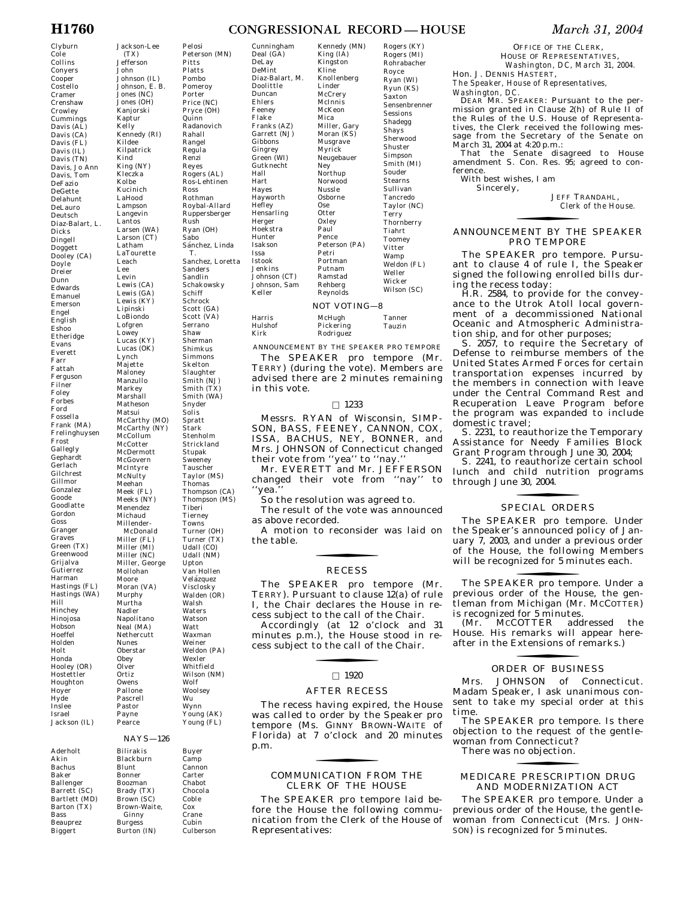Clyburn
Cole
Collins
Conyers
Cooper
Costello
Cramer
Crenshaw
Crowley
Cummings
Davis (AL)
Davis (CA)
Davis (FL)
Davis (IL)
Davis (TN)
Davis, Jo Ann
Davis, Tom
DeFazio
DeGette
Delahunt
DeLauro
Deutsch
Diaz-Balart, L.
Dicks
Dingell
Doggett
Dooley (CA)
Doyle
Dreier
Dunn
Edwards
Emanuel
Emerson
Engel
English
Eshoo
Etheridge
Evans
Everett
Farr
Fattah
Ferguson
Filner
Foley
Forbes
Ford
Fossella
Frank (MA)
Frelinghuysen
Frost
Gallegly
Gephardt
Gerlach
Gilchrest
Gillmor
Gonzalez
Goode
Goodlatte
Gordon
Goss
Granger
Graves
Green (TX)
Greenwood
Grijalva
Gutierrez
Harman
Hastings (FL)
Hastings (WA)
Hill
Hinchey
Hinojosa
Hobson
Hoeffel
Holden
Holt
Honda
Hooley (OR)
Hostettler
Houghton
Hoyer
Hyde
Inslee
Israel
Jackson (IL)
Jackson-Lee (TX)
Jefferson
John
Johnson (IL)
Johnson, E. B.
Jones (NC)
Jones (OH)
Kanjorski
Kaptur
Kelly
Kennedy (RI)
Kildee
Kilpatrick
Kind
King (NY)
Kleczka
Kolbe
Kucinich
LaHood
Lampson
Langevin
Lantos
Larsen (WA)
Larson (CT)
Latham
LaTourette
Leach
Lee
Levin
Lewis (CA)
Lewis (GA)
Lewis (KY)
Lipinski
LoBiondo
Lofgren
Lowey
Lucas (KY)
Lucas (OK)
Lynch
Majette
Maloney
Manzullo
Markey
Marshall
Matheson
Matsui
McCarthy (MO)
McCarthy (NY)
McCollum
McCotter
McDermott
McGovern
McIntyre
McNulty
Meehan
Meek (FL)
Meeks (NY)
Menendez
Michaud
Millender-McDonald
Miller (FL)
Miller (MI)
Miller (NC)
Miller, George
Mollohan
Moore
Moran (VA)
Murphy
Murtha
Nadler
Napolitano
Neal (MA)
Nethercutt
Nunes
Oberstar
Obey
Olver
Ortiz
Owens
Pallone
Pascrell
Pastor
Payne
Pearce
Pelosi
Peterson (MN)
Pitts
Platts
Pombo
Pomeroy
Porter
Price (NC)
Pryce (OH)
Quinn
Radanovich
Rahall
Rangel
Regula
Renzi
Reyes
Rogers (AL)
Ros-Lehtinen
Ross
Rothman
Roybal-Allard
Ruppersberger
Rush
Ryan (OH)
Sabo
Sánchez, Linda T.
Sanchez, Loretta
Sanders
Sandlin
Schakowsky
Schiff
Schrock
Scott (GA)
Scott (VA)
Serrano
Shaw
Sherman
Shimkus
Simmons
Skelton
Slaughter
Smith (NJ)
Smith (TX)
Smith (WA)
Snyder
Solis
Spratt
Stark
Stenholm
Strickland
Stupak
Sweeney
Tauscher
Taylor (MS)
Thomas
Thompson (CA)
Thompson (MS)
Tiberi
Tierney
Towns
Turner (OH)
Turner (TX)
Udall (CO)
Udall (NM)
Upton
Van Hollen
Velázquez
Visclosky
Walden (OR)
Walsh
Waters
Watson
Watt
Waxman
Weiner
Weldon (PA)
Wexler
Whitfield
Wilson (NM)
Wolf
Woolsey
Wu
Wynn
Young (AK)
Young (FL)

NAYS—126

Aderholt
Akin
Bachus
Baker
Ballenger
Barrett (SC)
Bartlett (MD)
Barton (TX)
Bass
Beauprez
Biggert
Bilirakis
Blackburn
Blunt
Bonner
Boozman
Brady (TX)
Brown (SC)
Brown-Waite, Ginny
Burgess
Burton (IN)
Buyer
Camp
Cannon
Carter
Chabot
Chocola
Coble
Cox
Crane
Cubin
Culberson
Cunningham
Deal (GA)
DeLay
DeMint
Diaz-Balart, M.
Doolittle
Duncan
Ehlers
Feeney
Flake
Franks (AZ)
Garrett (NJ)
Gibbons
Gingrey
Green (WI)
Gutknecht
Hall
Hart
Hayes
Hayworth
Hefley
Hensarling
Herger
Hoekstra
Hunter
Isakson
Issa
Istook
Jenkins
Johnson (CT)
Johnson, Sam
Keller
Kennedy (MN)
King (IA)
Kingston
Kline
Knollenberg
Linder
McCrery
McInnis
McKeon
Mica
Miller, Gary
Moran (KS)
Musgrave
Myrick
Neugebauer
Ney
Northup
Norwood
Nussle
Osborne
Ose
Otter
Oxley
Paul
Pence
Peterson (PA)
Petri
Portman
Putnam
Ramstad
Rehberg
Reynolds
Rogers (KY)
Rogers (MI)
Rohrabacher
Royce
Ryan (WI)
Ryun (KS)
Saxton
Sensenbrenner
Sessions
Shadegg
Shays
Sherwood
Shuster
Simpson
Smith (MI)
Souder
Stearns
Sullivan
Tancredo
Taylor (NC)
Terry
Thornberry
Tiahrt
Toomey
Vitter
Wamp
Weldon (FL)
Weller
Wicker
Wilson (SC)

NOT VOTING—8

Harris
Hulshof
Kirk
McHugh
Pickering
Rodriguez
Tanner
Tauzin

ANNOUNCEMENT BY THE SPEAKER PRO TEMPORE

The SPEAKER pro tempore (Mr. TERRY) (during the vote). Members are advised there are 2 minutes remaining in this vote.

□ 1233

Messrs. RYAN of Wisconsin, SIMPSON, BASS, FEENEY, CANNON, COX, ISSA, BACHUS, NEY, BONNER, and Mrs. JOHNSON of Connecticut changed their vote from "yea" to "nay."

Mr. EVERETT and Mr. JEFFERSON changed their vote from "nay" to "yea."

So the resolution was agreed to.

The result of the vote was announced as above recorded.

A motion to reconsider was laid on the table.

## RECESS

The SPEAKER pro tempore (Mr. TERRY). Pursuant to clause 12(a) of rule I, the Chair declares the House in recess subject to the call of the Chair.

Accordingly (at 12 o'clock and 31 minutes p.m.), the House stood in recess subject to the call of the Chair.

□ 1920

## AFTER RECESS

The recess having expired, the House was called to order by the Speaker pro tempore (Ms. GINNY BROWN-WAITE of Florida) at 7 o'clock and 20 minutes p.m.

## COMMUNICATION FROM THE CLERK OF THE HOUSE

The SPEAKER pro tempore laid before the House the following communication from the Clerk of the House of Representatives:

OFFICE OF THE CLERK,
HOUSE OF REPRESENTATIVES,
*Washington, DC, March 31, 2004.*

Hon. J. DENNIS HASTERT,
*The Speaker, House of Representatives, Washington, DC.*

DEAR MR. SPEAKER: Pursuant to the permission granted in Clause 2(h) of Rule II of the Rules of the U.S. House of Representatives, the Clerk received the following message from the Secretary of the Senate on March 31, 2004 at 4:20 p.m.:

That the Senate disagreed to House amendment S. Con. Res. 95; agreed to conference.

With best wishes, I am
Sincerely,

JEFF TRANDAHL,
*Clerk of the House.*

## ANNOUNCEMENT BY THE SPEAKER PRO TEMPORE

The SPEAKER pro tempore. Pursuant to clause 4 of rule I, the Speaker signed the following enrolled bills during the recess today:

H.R. 2584, to provide for the conveyance to the Utrok Atoll local government of a decommissioned National Oceanic and Atmospheric Administration ship, and for other purposes;

S. 2057, to require the Secretary of Defense to reimburse members of the United States Armed Forces for certain transportation expenses incurred by the members in connection with leave under the Central Command Rest and Recuperation Leave Program before the program was expanded to include domestic travel;

S. 2231, to reauthorize the Temporary Assistance for Needy Families Block Grant Program through June 30, 2004;

S. 2241, to reauthorize certain school lunch and child nutrition programs through June 30, 2004.

## SPECIAL ORDERS

The SPEAKER pro tempore. Under the Speaker's announced policy of January 7, 2003, and under a previous order of the House, the following Members will be recognized for 5 minutes each.

The SPEAKER pro tempore. Under a previous order of the House, the gentleman from Michigan (Mr. MCCOTTER) is recognized for 5 minutes.

(Mr. MCCOTTER addressed the House. His remarks will appear hereafter in the Extensions of remarks.)

## ORDER OF BUSINESS

Mrs. JOHNSON of Connecticut. Madam Speaker, I ask unanimous consent to take my special order at this time.

The SPEAKER pro tempore. Is there objection to the request of the gentlewoman from Connecticut?

There was no objection.

## MEDICARE PRESCRIPTION DRUG AND MODERNIZATION ACT

The SPEAKER pro tempore. Under a previous order of the House, the gentlewoman from Connecticut (Mrs. JOHNSON) is recognized for 5 minutes.